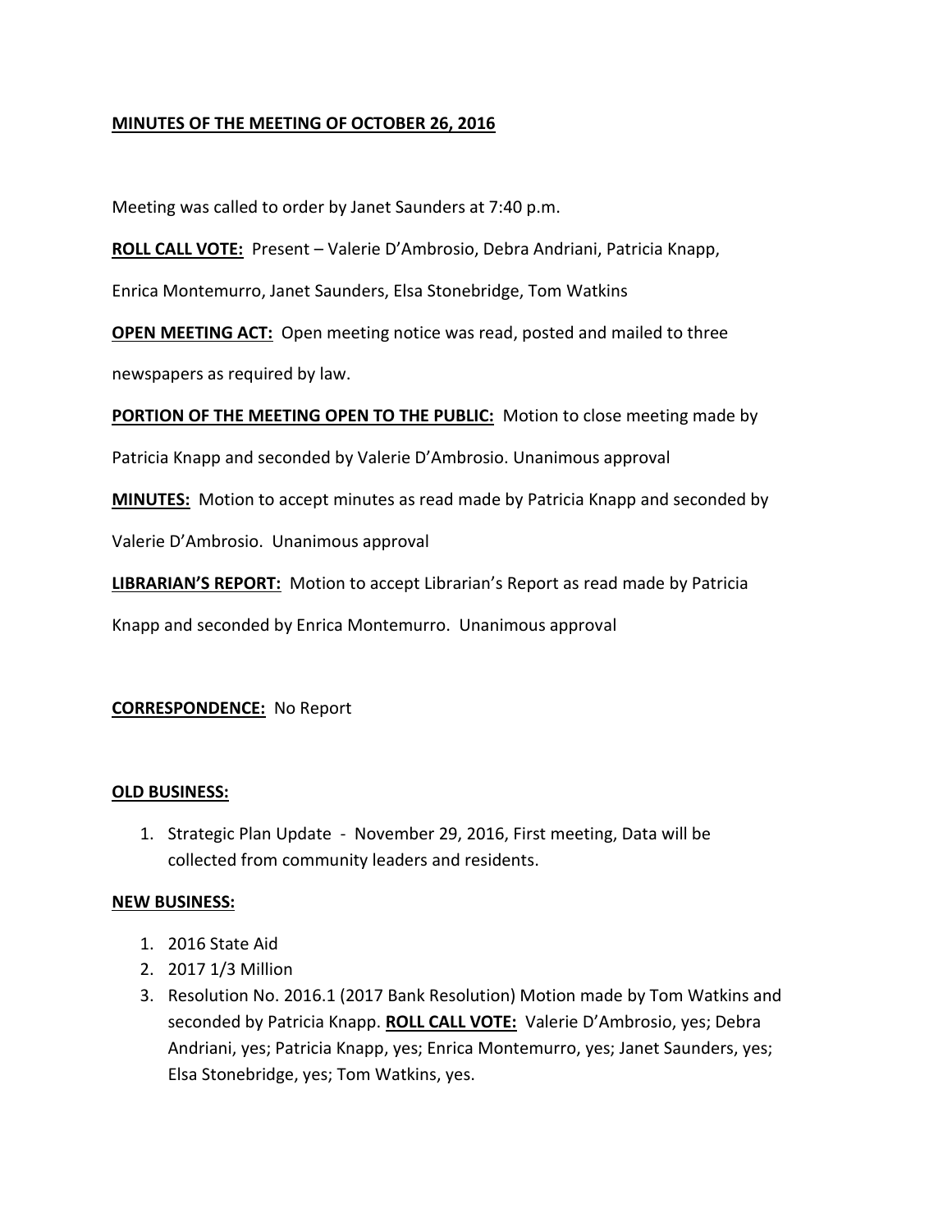**MINUTES OF THE MEETING OF OCTOBER 26, 2016**

Meeting was called to order by Janet Saunders at 7:40 p.m.

**ROLL CALL VOTE:** Present – Valerie D'Ambrosio, Debra Andriani, Patricia Knapp, Enrica Montemurro, Janet Saunders, Elsa Stonebridge, Tom Watkins

**OPEN MEETING ACT:** Open meeting notice was read, posted and mailed to three newspapers as required by law.

**PORTION OF THE MEETING OPEN TO THE PUBLIC:** Motion to close meeting made by Patricia Knapp and seconded by Valerie D'Ambrosio. Unanimous approval

**MINUTES:** Motion to accept minutes as read made by Patricia Knapp and seconded by Valerie D'Ambrosio. Unanimous approval

**LIBRARIAN'S REPORT:** Motion to accept Librarian's Report as read made by Patricia Knapp and seconded by Enrica Montemurro. Unanimous approval

**CORRESPONDENCE:** No Report

**OLD BUSINESS:**

1. Strategic Plan Update - November 29, 2016, First meeting, Data will be collected from community leaders and residents.

**NEW BUSINESS:**

1. 2016 State Aid
2. 2017 1/3 Million
3. Resolution No. 2016.1 (2017 Bank Resolution) Motion made by Tom Watkins and seconded by Patricia Knapp. **ROLL CALL VOTE:** Valerie D'Ambrosio, yes; Debra Andriani, yes; Patricia Knapp, yes; Enrica Montemurro, yes; Janet Saunders, yes; Elsa Stonebridge, yes; Tom Watkins, yes.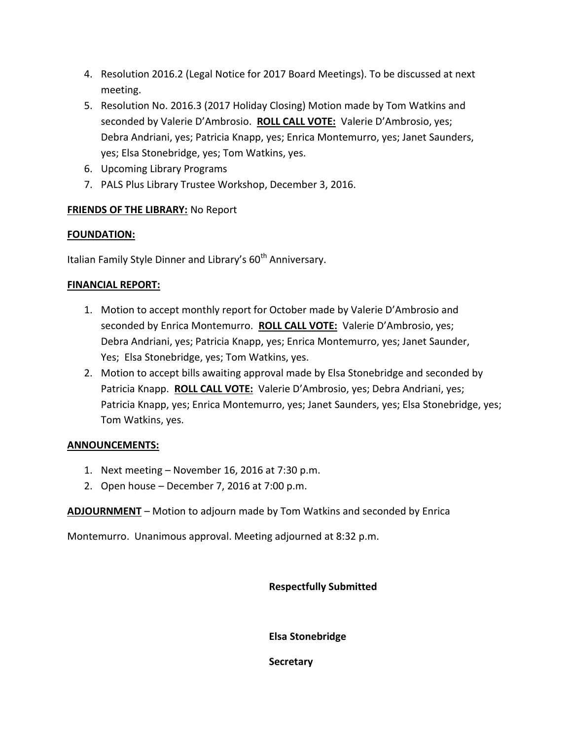4. Resolution 2016.2 (Legal Notice for 2017 Board Meetings). To be discussed at next meeting.
5. Resolution No. 2016.3 (2017 Holiday Closing) Motion made by Tom Watkins and seconded by Valerie D'Ambrosio. **ROLL CALL VOTE:** Valerie D'Ambrosio, yes; Debra Andriani, yes; Patricia Knapp, yes; Enrica Montemurro, yes; Janet Saunders, yes; Elsa Stonebridge, yes; Tom Watkins, yes.
6. Upcoming Library Programs
7. PALS Plus Library Trustee Workshop, December 3, 2016.

**FRIENDS OF THE LIBRARY:** No Report

**FOUNDATION:**

Italian Family Style Dinner and Library's 60th Anniversary.

**FINANCIAL REPORT:**

1. Motion to accept monthly report for October made by Valerie D'Ambrosio and seconded by Enrica Montemurro. **ROLL CALL VOTE:** Valerie D'Ambrosio, yes; Debra Andriani, yes; Patricia Knapp, yes; Enrica Montemurro, yes; Janet Saunder, Yes; Elsa Stonebridge, yes; Tom Watkins, yes.
2. Motion to accept bills awaiting approval made by Elsa Stonebridge and seconded by Patricia Knapp. **ROLL CALL VOTE:** Valerie D'Ambrosio, yes; Debra Andriani, yes; Patricia Knapp, yes; Enrica Montemurro, yes; Janet Saunders, yes; Elsa Stonebridge, yes; Tom Watkins, yes.

**ANNOUNCEMENTS:**

1. Next meeting – November 16, 2016 at 7:30 p.m.
2. Open house – December 7, 2016 at 7:00 p.m.

**ADJOURNMENT** – Motion to adjourn made by Tom Watkins and seconded by Enrica Montemurro. Unanimous approval. Meeting adjourned at 8:32 p.m.

**Respectfully Submitted**

**Elsa Stonebridge**

**Secretary**